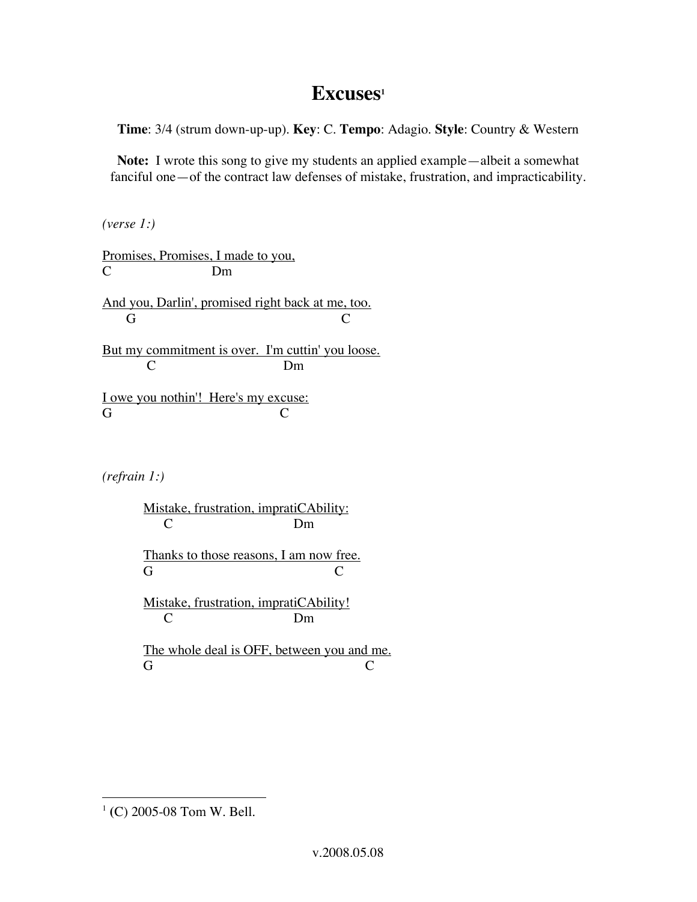# Excuses[1]

**Time**: 3/4 (strum down-up-up). **Key**: C. **Tempo**: Adagio. **Style**: Country & Western

**Note:** I wrote this song to give my students an applied example—albeit a somewhat fanciful one—of the contract law defenses of mistake, frustration, and impracticability.

*(verse 1:)*

```
Promises, Promises, I made to you,
C                       Dm

And you, Darlin', promised right back at me, too.
     G                                         C

But my commitment is over.  I'm cuttin' you loose.
         C                         Dm

I owe you nothin'!  Here's my excuse:
G                                 C
```

*(refrain 1:)*

```
    Mistake, frustration, impratiCAbility:
        C                         Dm

    Thanks to those reasons, I am now free.
    G                                    C

    Mistake, frustration, impratiCAbility!
        C                         Dm

    The whole deal is OFF, between you and me.
    G                                         C
```

---

[1] (C) 2005-08 Tom W. Bell.

v.2008.05.08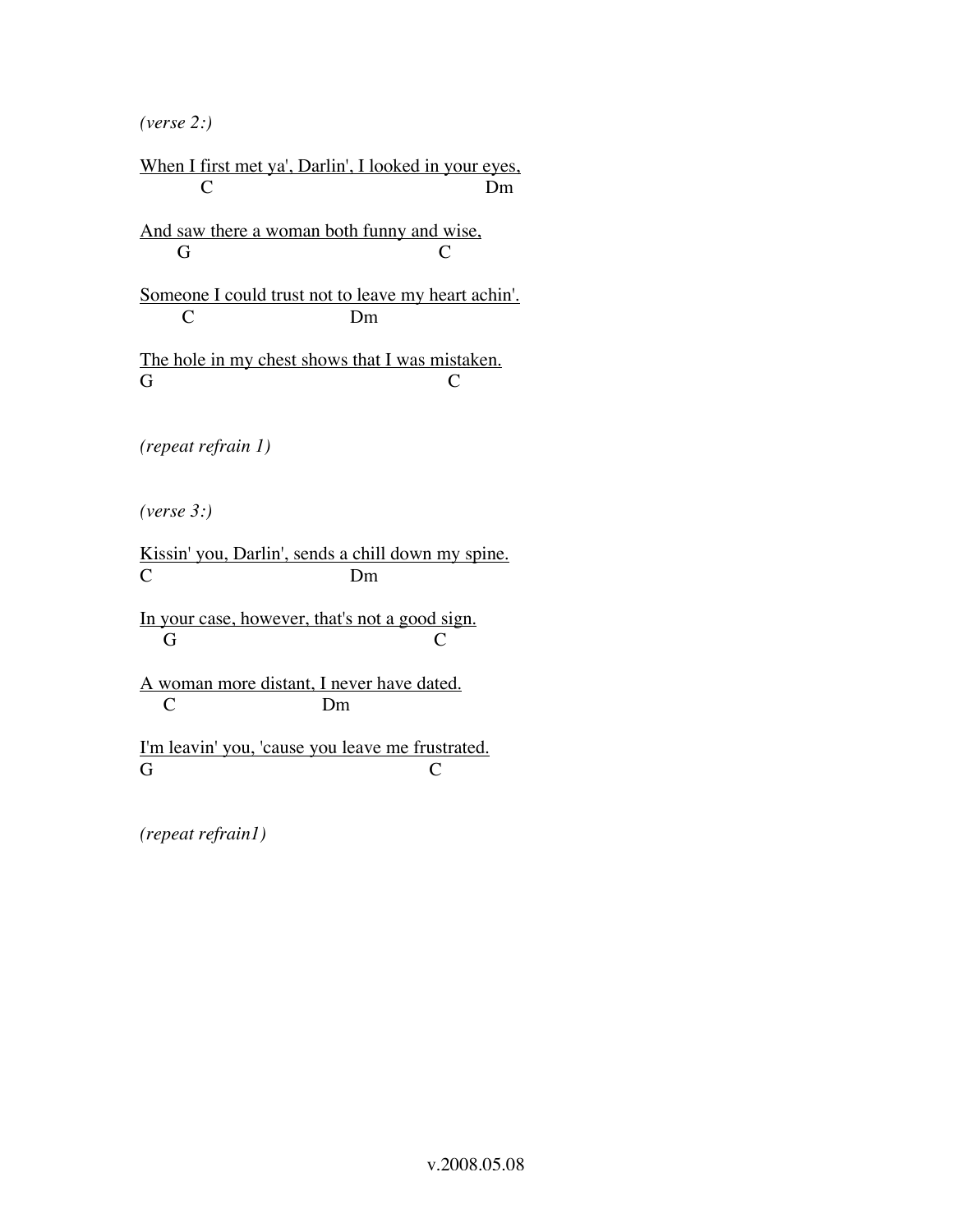*(verse 2:)*

```
When I first met ya', Darlin', I looked in your eyes,
          C                                          Dm

And saw there a woman both funny and wise,
      G                                     C

Someone I could trust not to leave my heart achin'.
       C                        Dm

The hole in my chest shows that I was mistaken.
G                                             C
```

*(repeat refrain 1)*

*(verse 3:)*

```
Kissin' you, Darlin', sends a chill down my spine.
C                              Dm

In your case, however, that's not a good sign.
    G                                      C

A woman more distant, I never have dated.
    C                         Dm

I'm leavin' you, 'cause you leave me frustrated.
G                                          C
```

*(repeat refrain1)*

v.2008.05.08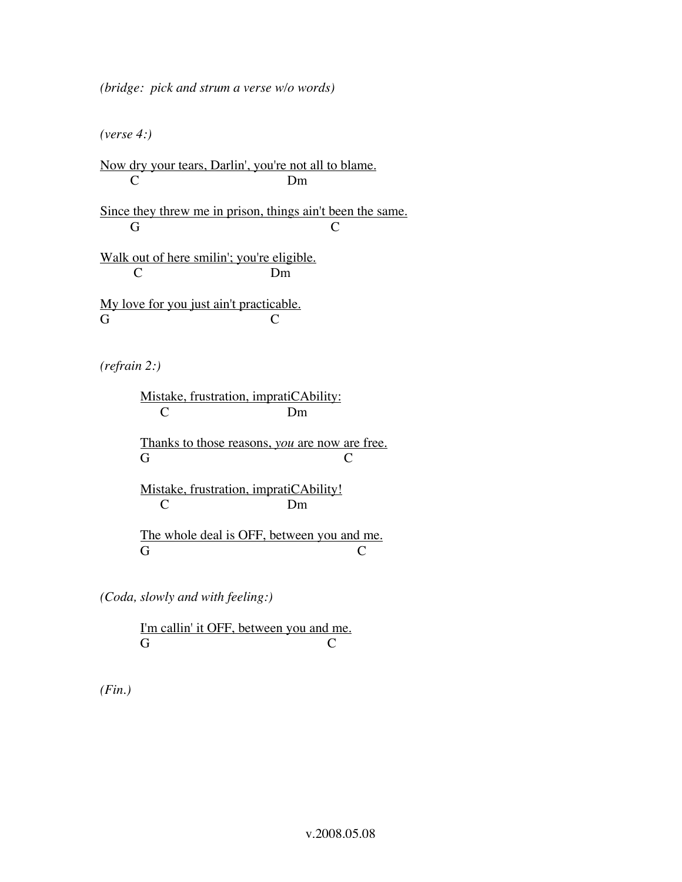*(bridge: pick and strum a verse w/o words)*

*(verse 4:)*

```
Now dry your tears, Darlin', you're not all to blame.
       C                                Dm

Since they threw me in prison, things ain't been the same.
       G                                   C

Walk out of here smilin'; you're eligible.
        C                        Dm

My love for you just ain't practicable.
G                              C
```

*(refrain 2:)*

```
     Mistake, frustration, impratiCAbility:
         C                          Dm

     Thanks to those reasons, you are now are free.
     G                                       C

     Mistake, frustration, impratiCAbility!
         C                          Dm

     The whole deal is OFF, between you and me.
     G                                        C
```

*(Coda, slowly and with feeling:)*

```
     I'm callin' it OFF, between you and me.
     G                                    C
```

*(Fin.)*

v.2008.05.08